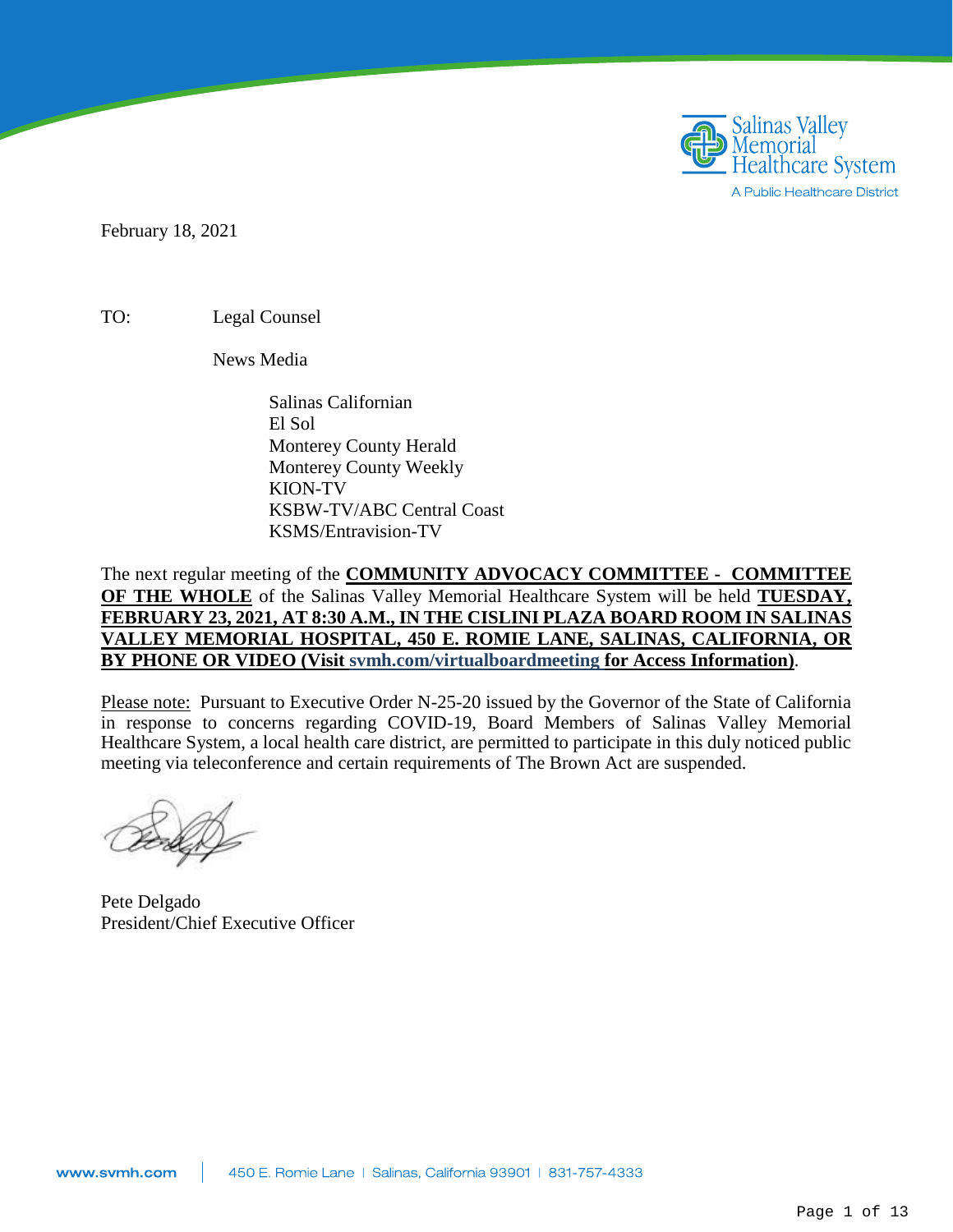Salinas Valley Memorial Healthcare System
A Public Healthcare District

February 18, 2021

TO: Legal Counsel

News Media

Salinas Californian
El Sol
Monterey County Herald
Monterey County Weekly
KION-TV
KSBW-TV/ABC Central Coast
KSMS/Entravision-TV

The next regular meeting of the **COMMUNITY ADVOCACY COMMITTEE - COMMITTEE OF THE WHOLE** of the Salinas Valley Memorial Healthcare System will be held **TUESDAY, FEBRUARY 23, 2021, AT 8:30 A.M., IN THE CISLINI PLAZA BOARD ROOM IN SALINAS VALLEY MEMORIAL HOSPITAL, 450 E. ROMIE LANE, SALINAS, CALIFORNIA, OR BY PHONE OR VIDEO (Visit svmh.com/virtualboardmeeting for Access Information)**.

Please note: Pursuant to Executive Order N-25-20 issued by the Governor of the State of California in response to concerns regarding COVID-19, Board Members of Salinas Valley Memorial Healthcare System, a local health care district, are permitted to participate in this duly noticed public meeting via teleconference and certain requirements of The Brown Act are suspended.

Pete Delgado
President/Chief Executive Officer

www.svmh.com | 450 E. Romie Lane | Salinas, California 93901 | 831-757-4333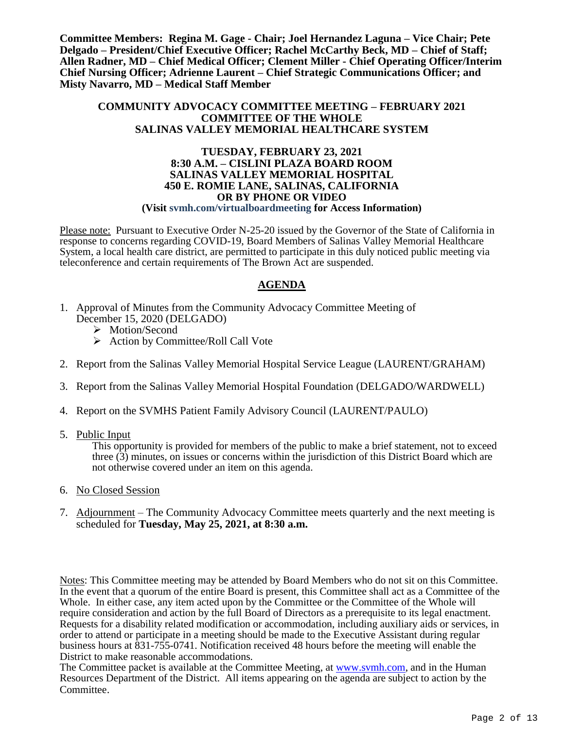**Committee Members: Regina M. Gage - Chair; Joel Hernandez Laguna – Vice Chair; Pete Delgado – President/Chief Executive Officer; Rachel McCarthy Beck, MD – Chief of Staff; Allen Radner, MD – Chief Medical Officer; Clement Miller - Chief Operating Officer/Interim Chief Nursing Officer; Adrienne Laurent – Chief Strategic Communications Officer; and Misty Navarro, MD – Medical Staff Member**

**COMMUNITY ADVOCACY COMMITTEE MEETING – FEBRUARY 2021**
**COMMITTEE OF THE WHOLE**
**SALINAS VALLEY MEMORIAL HEALTHCARE SYSTEM**

**TUESDAY, FEBRUARY 23, 2021**
**8:30 A.M. – CISLINI PLAZA BOARD ROOM**
**SALINAS VALLEY MEMORIAL HOSPITAL**
**450 E. ROMIE LANE, SALINAS, CALIFORNIA**
**OR BY PHONE OR VIDEO**
**(Visit svmh.com/virtualboardmeeting for Access Information)**

Please note: Pursuant to Executive Order N-25-20 issued by the Governor of the State of California in response to concerns regarding COVID-19, Board Members of Salinas Valley Memorial Healthcare System, a local health care district, are permitted to participate in this duly noticed public meeting via teleconference and certain requirements of The Brown Act are suspended.

## AGENDA

1. Approval of Minutes from the Community Advocacy Committee Meeting of December 15, 2020 (DELGADO)
   - Motion/Second
   - Action by Committee/Roll Call Vote

2. Report from the Salinas Valley Memorial Hospital Service League (LAURENT/GRAHAM)

3. Report from the Salinas Valley Memorial Hospital Foundation (DELGADO/WARDWELL)

4. Report on the SVMHS Patient Family Advisory Council (LAURENT/PAULO)

5. Public Input

   This opportunity is provided for members of the public to make a brief statement, not to exceed three (3) minutes, on issues or concerns within the jurisdiction of this District Board which are not otherwise covered under an item on this agenda.

6. No Closed Session

7. Adjournment – The Community Advocacy Committee meets quarterly and the next meeting is scheduled for **Tuesday, May 25, 2021, at 8:30 a.m.**

Notes: This Committee meeting may be attended by Board Members who do not sit on this Committee. In the event that a quorum of the entire Board is present, this Committee shall act as a Committee of the Whole. In either case, any item acted upon by the Committee or the Committee of the Whole will require consideration and action by the full Board of Directors as a prerequisite to its legal enactment. Requests for a disability related modification or accommodation, including auxiliary aids or services, in order to attend or participate in a meeting should be made to the Executive Assistant during regular business hours at 831-755-0741. Notification received 48 hours before the meeting will enable the District to make reasonable accommodations.
The Committee packet is available at the Committee Meeting, at www.svmh.com, and in the Human Resources Department of the District. All items appearing on the agenda are subject to action by the Committee.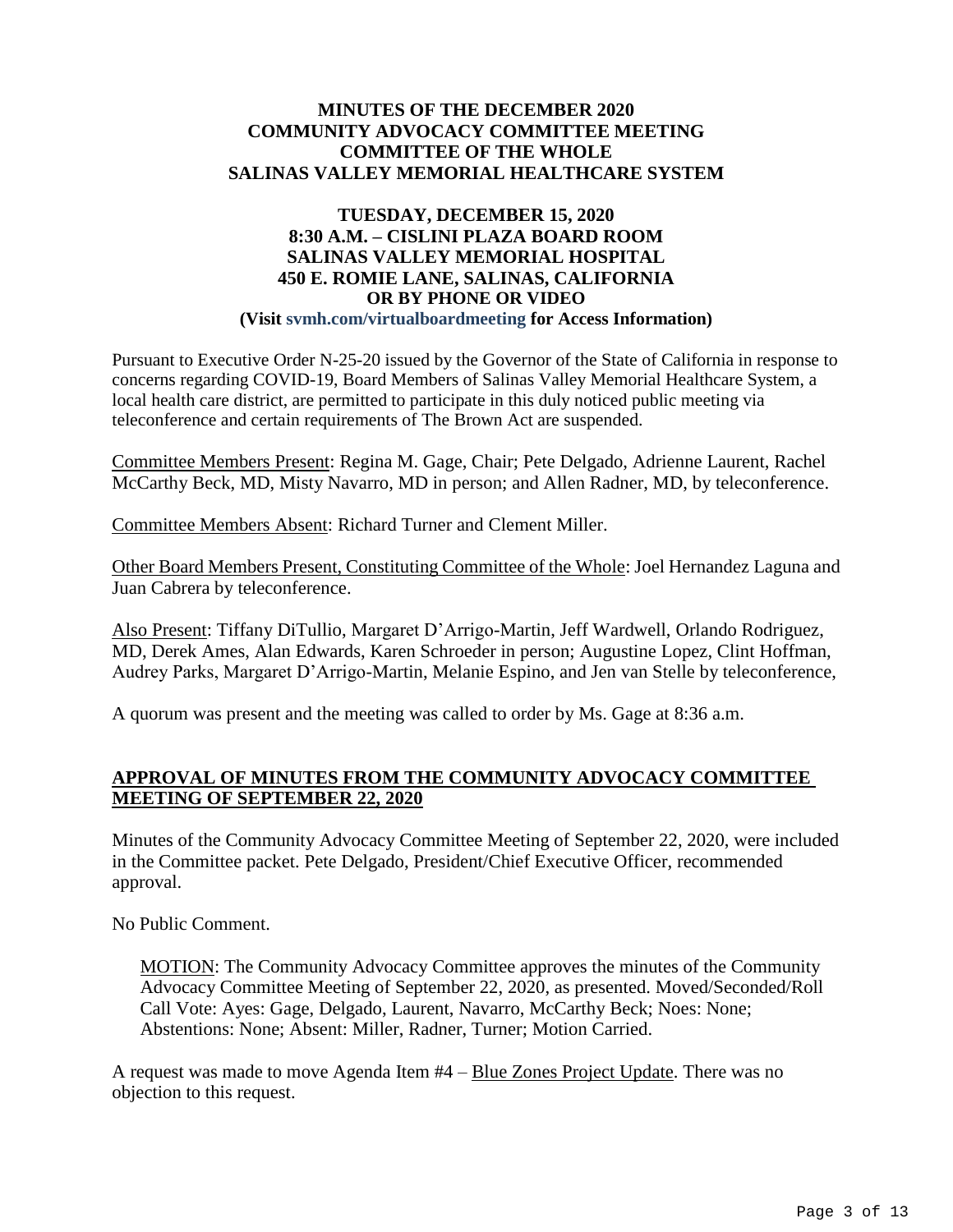# MINUTES OF THE DECEMBER 2020 COMMUNITY ADVOCACY COMMITTEE MEETING COMMITTEE OF THE WHOLE SALINAS VALLEY MEMORIAL HEALTHCARE SYSTEM

**TUESDAY, DECEMBER 15, 2020**
**8:30 A.M. – CISLINI PLAZA BOARD ROOM**
**SALINAS VALLEY MEMORIAL HOSPITAL**
**450 E. ROMIE LANE, SALINAS, CALIFORNIA**
**OR BY PHONE OR VIDEO**
**(Visit svmh.com/virtualboardmeeting for Access Information)**

Pursuant to Executive Order N-25-20 issued by the Governor of the State of California in response to concerns regarding COVID-19, Board Members of Salinas Valley Memorial Healthcare System, a local health care district, are permitted to participate in this duly noticed public meeting via teleconference and certain requirements of The Brown Act are suspended.

Committee Members Present: Regina M. Gage, Chair; Pete Delgado, Adrienne Laurent, Rachel McCarthy Beck, MD, Misty Navarro, MD in person; and Allen Radner, MD, by teleconference.

Committee Members Absent: Richard Turner and Clement Miller.

Other Board Members Present, Constituting Committee of the Whole: Joel Hernandez Laguna and Juan Cabrera by teleconference.

Also Present: Tiffany DiTullio, Margaret D'Arrigo-Martin, Jeff Wardwell, Orlando Rodriguez, MD, Derek Ames, Alan Edwards, Karen Schroeder in person; Augustine Lopez, Clint Hoffman, Audrey Parks, Margaret D'Arrigo-Martin, Melanie Espino, and Jen van Stelle by teleconference,

A quorum was present and the meeting was called to order by Ms. Gage at 8:36 a.m.

## APPROVAL OF MINUTES FROM THE COMMUNITY ADVOCACY COMMITTEE MEETING OF SEPTEMBER 22, 2020

Minutes of the Community Advocacy Committee Meeting of September 22, 2020, were included in the Committee packet. Pete Delgado, President/Chief Executive Officer, recommended approval.

No Public Comment.

> MOTION: The Community Advocacy Committee approves the minutes of the Community Advocacy Committee Meeting of September 22, 2020, as presented. Moved/Seconded/Roll Call Vote: Ayes: Gage, Delgado, Laurent, Navarro, McCarthy Beck; Noes: None; Abstentions: None; Absent: Miller, Radner, Turner; Motion Carried.

A request was made to move Agenda Item #4 – Blue Zones Project Update. There was no objection to this request.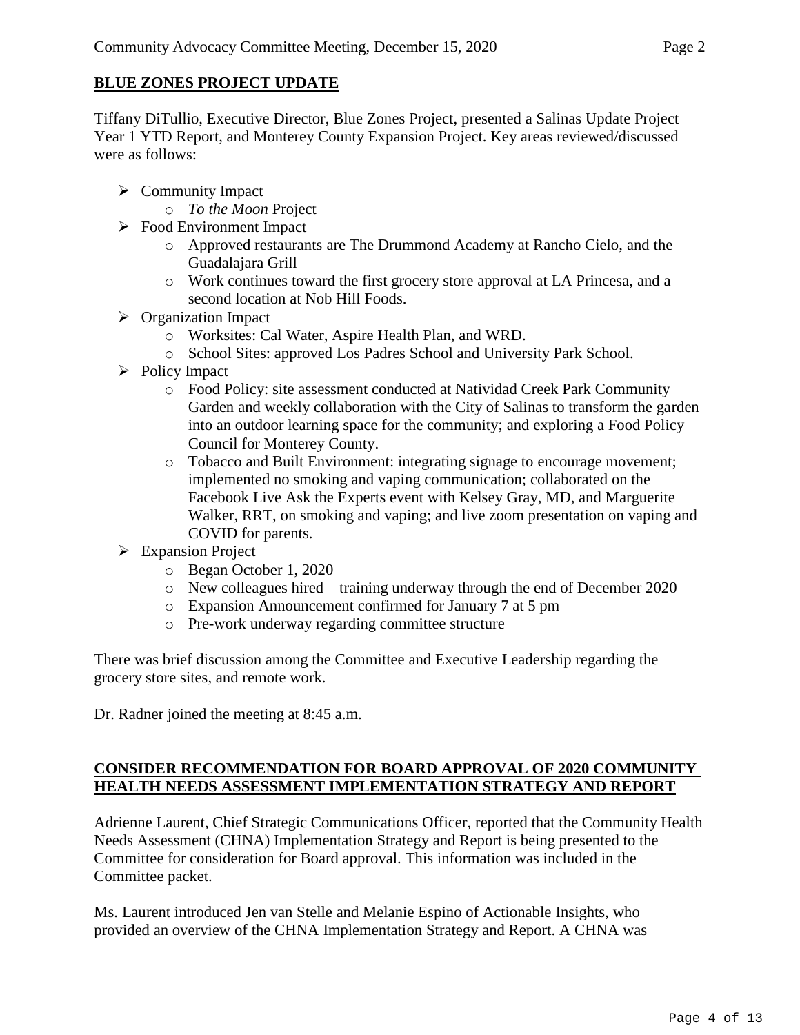## BLUE ZONES PROJECT UPDATE

Tiffany DiTullio, Executive Director, Blue Zones Project, presented a Salinas Update Project Year 1 YTD Report, and Monterey County Expansion Project. Key areas reviewed/discussed were as follows:

- Community Impact
  - *To the Moon* Project
- Food Environment Impact
  - Approved restaurants are The Drummond Academy at Rancho Cielo, and the Guadalajara Grill
  - Work continues toward the first grocery store approval at LA Princesa, and a second location at Nob Hill Foods.
- Organization Impact
  - Worksites: Cal Water, Aspire Health Plan, and WRD.
  - School Sites: approved Los Padres School and University Park School.
- Policy Impact
  - Food Policy: site assessment conducted at Natividad Creek Park Community Garden and weekly collaboration with the City of Salinas to transform the garden into an outdoor learning space for the community; and exploring a Food Policy Council for Monterey County.
  - Tobacco and Built Environment: integrating signage to encourage movement; implemented no smoking and vaping communication; collaborated on the Facebook Live Ask the Experts event with Kelsey Gray, MD, and Marguerite Walker, RRT, on smoking and vaping; and live zoom presentation on vaping and COVID for parents.
- Expansion Project
  - Began October 1, 2020
  - New colleagues hired – training underway through the end of December 2020
  - Expansion Announcement confirmed for January 7 at 5 pm
  - Pre-work underway regarding committee structure

There was brief discussion among the Committee and Executive Leadership regarding the grocery store sites, and remote work.

Dr. Radner joined the meeting at 8:45 a.m.

## CONSIDER RECOMMENDATION FOR BOARD APPROVAL OF 2020 COMMUNITY HEALTH NEEDS ASSESSMENT IMPLEMENTATION STRATEGY AND REPORT

Adrienne Laurent, Chief Strategic Communications Officer, reported that the Community Health Needs Assessment (CHNA) Implementation Strategy and Report is being presented to the Committee for consideration for Board approval. This information was included in the Committee packet.

Ms. Laurent introduced Jen van Stelle and Melanie Espino of Actionable Insights, who provided an overview of the CHNA Implementation Strategy and Report. A CHNA was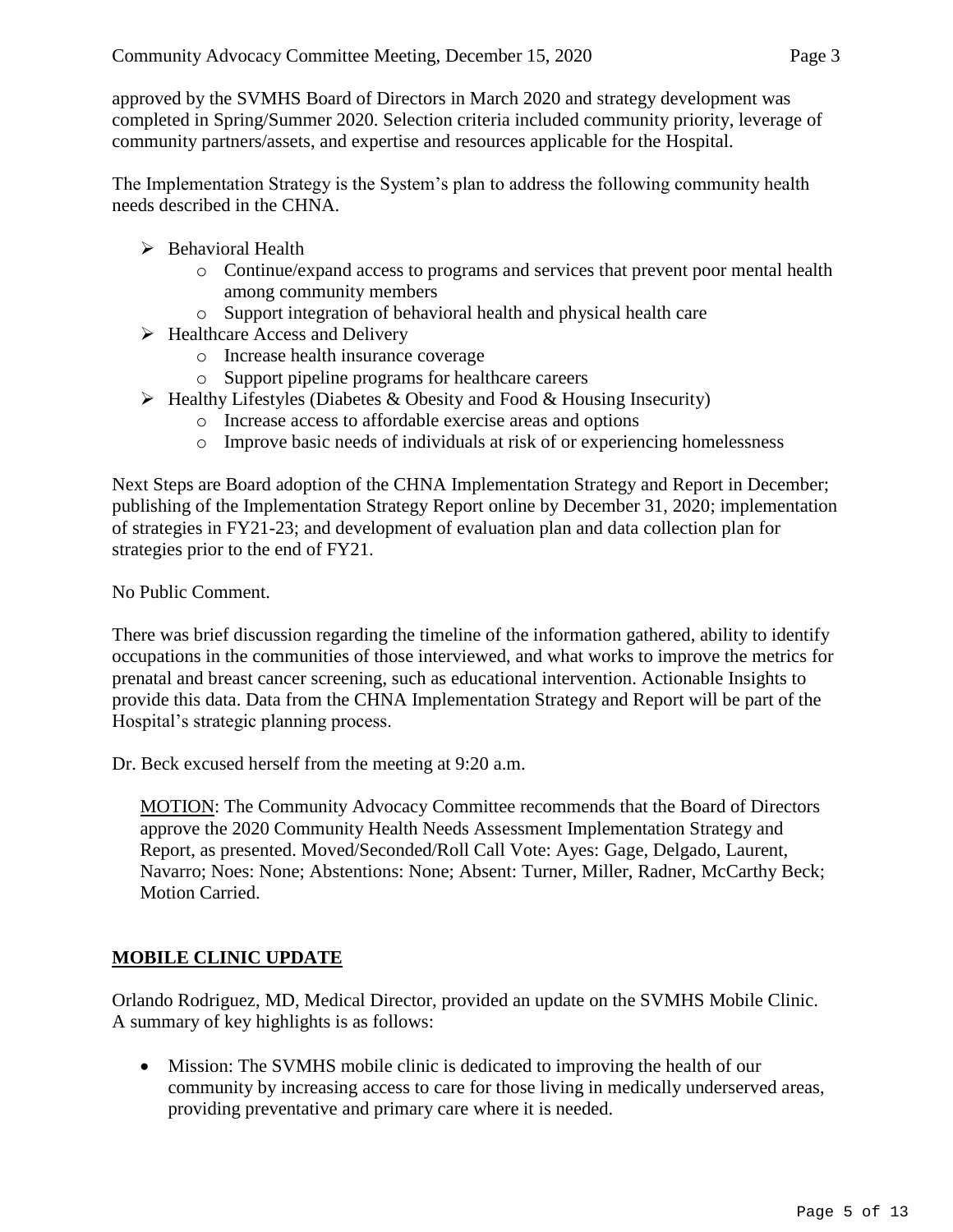approved by the SVMHS Board of Directors in March 2020 and strategy development was completed in Spring/Summer 2020. Selection criteria included community priority, leverage of community partners/assets, and expertise and resources applicable for the Hospital.

The Implementation Strategy is the System's plan to address the following community health needs described in the CHNA.

- Behavioral Health
  - Continue/expand access to programs and services that prevent poor mental health among community members
  - Support integration of behavioral health and physical health care
- Healthcare Access and Delivery
  - Increase health insurance coverage
  - Support pipeline programs for healthcare careers
- Healthy Lifestyles (Diabetes & Obesity and Food & Housing Insecurity)
  - Increase access to affordable exercise areas and options
  - Improve basic needs of individuals at risk of or experiencing homelessness

Next Steps are Board adoption of the CHNA Implementation Strategy and Report in December; publishing of the Implementation Strategy Report online by December 31, 2020; implementation of strategies in FY21-23; and development of evaluation plan and data collection plan for strategies prior to the end of FY21.

No Public Comment.

There was brief discussion regarding the timeline of the information gathered, ability to identify occupations in the communities of those interviewed, and what works to improve the metrics for prenatal and breast cancer screening, such as educational intervention. Actionable Insights to provide this data. Data from the CHNA Implementation Strategy and Report will be part of the Hospital's strategic planning process.

Dr. Beck excused herself from the meeting at 9:20 a.m.

> MOTION: The Community Advocacy Committee recommends that the Board of Directors approve the 2020 Community Health Needs Assessment Implementation Strategy and Report, as presented. Moved/Seconded/Roll Call Vote: Ayes: Gage, Delgado, Laurent, Navarro; Noes: None; Abstentions: None; Absent: Turner, Miller, Radner, McCarthy Beck; Motion Carried.

## MOBILE CLINIC UPDATE

Orlando Rodriguez, MD, Medical Director, provided an update on the SVMHS Mobile Clinic. A summary of key highlights is as follows:

- Mission: The SVMHS mobile clinic is dedicated to improving the health of our community by increasing access to care for those living in medically underserved areas, providing preventative and primary care where it is needed.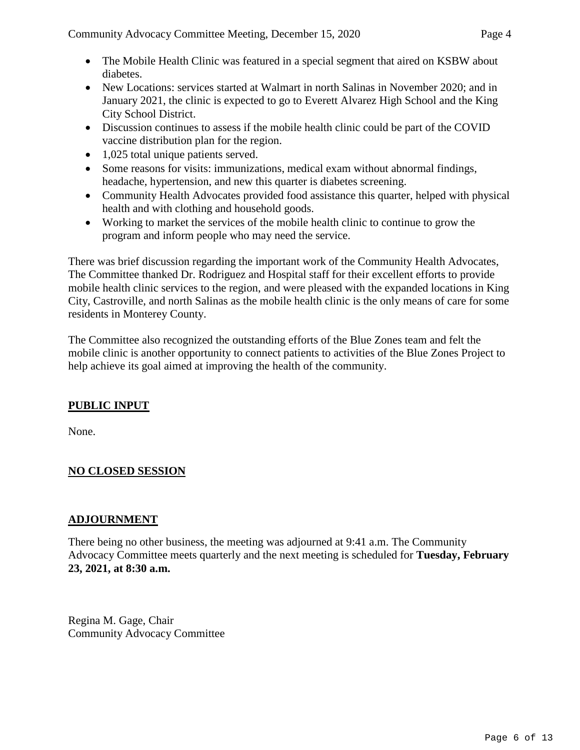- The Mobile Health Clinic was featured in a special segment that aired on KSBW about diabetes.
- New Locations: services started at Walmart in north Salinas in November 2020; and in January 2021, the clinic is expected to go to Everett Alvarez High School and the King City School District.
- Discussion continues to assess if the mobile health clinic could be part of the COVID vaccine distribution plan for the region.
- 1,025 total unique patients served.
- Some reasons for visits: immunizations, medical exam without abnormal findings, headache, hypertension, and new this quarter is diabetes screening.
- Community Health Advocates provided food assistance this quarter, helped with physical health and with clothing and household goods.
- Working to market the services of the mobile health clinic to continue to grow the program and inform people who may need the service.

There was brief discussion regarding the important work of the Community Health Advocates, The Committee thanked Dr. Rodriguez and Hospital staff for their excellent efforts to provide mobile health clinic services to the region, and were pleased with the expanded locations in King City, Castroville, and north Salinas as the mobile health clinic is the only means of care for some residents in Monterey County.

The Committee also recognized the outstanding efforts of the Blue Zones team and felt the mobile clinic is another opportunity to connect patients to activities of the Blue Zones Project to help achieve its goal aimed at improving the health of the community.

## PUBLIC INPUT

None.

## NO CLOSED SESSION

## ADJOURNMENT

There being no other business, the meeting was adjourned at 9:41 a.m. The Community Advocacy Committee meets quarterly and the next meeting is scheduled for **Tuesday, February 23, 2021, at 8:30 a.m.**

Regina M. Gage, Chair
Community Advocacy Committee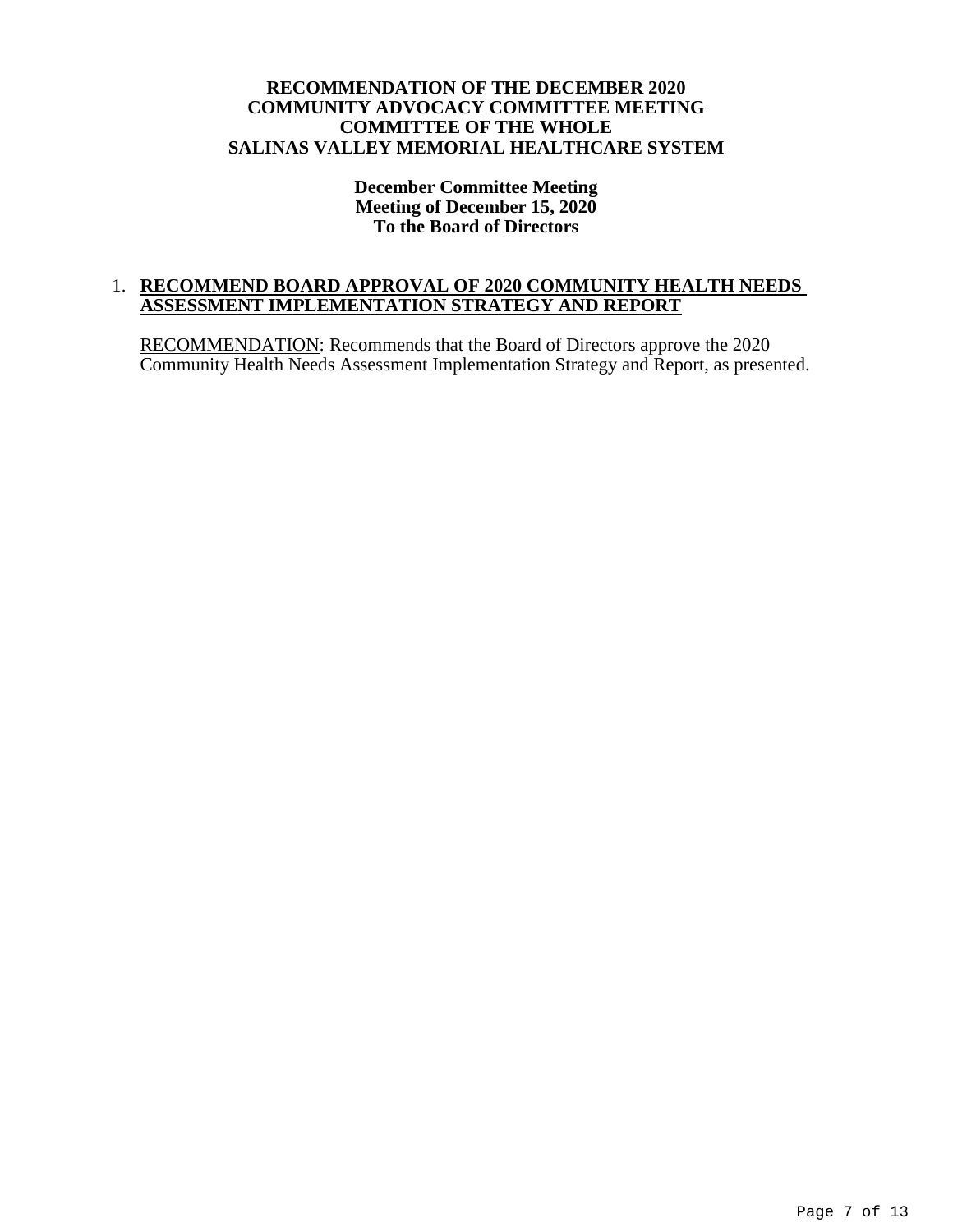**RECOMMENDATION OF THE DECEMBER 2020**
**COMMUNITY ADVOCACY COMMITTEE MEETING**
**COMMITTEE OF THE WHOLE**
**SALINAS VALLEY MEMORIAL HEALTHCARE SYSTEM**

**December Committee Meeting**
**Meeting of December 15, 2020**
**To the Board of Directors**

1. **RECOMMEND BOARD APPROVAL OF 2020 COMMUNITY HEALTH NEEDS ASSESSMENT IMPLEMENTATION STRATEGY AND REPORT**

   RECOMMENDATION: Recommends that the Board of Directors approve the 2020 Community Health Needs Assessment Implementation Strategy and Report, as presented.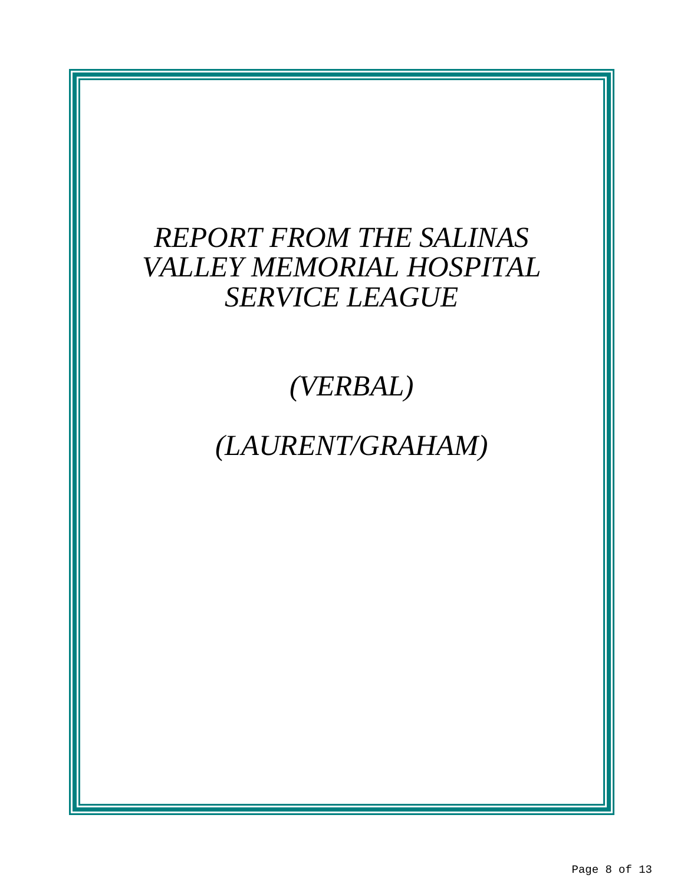# *REPORT FROM THE SALINAS VALLEY MEMORIAL HOSPITAL SERVICE LEAGUE*

## *(VERBAL)*

## *(LAURENT/GRAHAM)*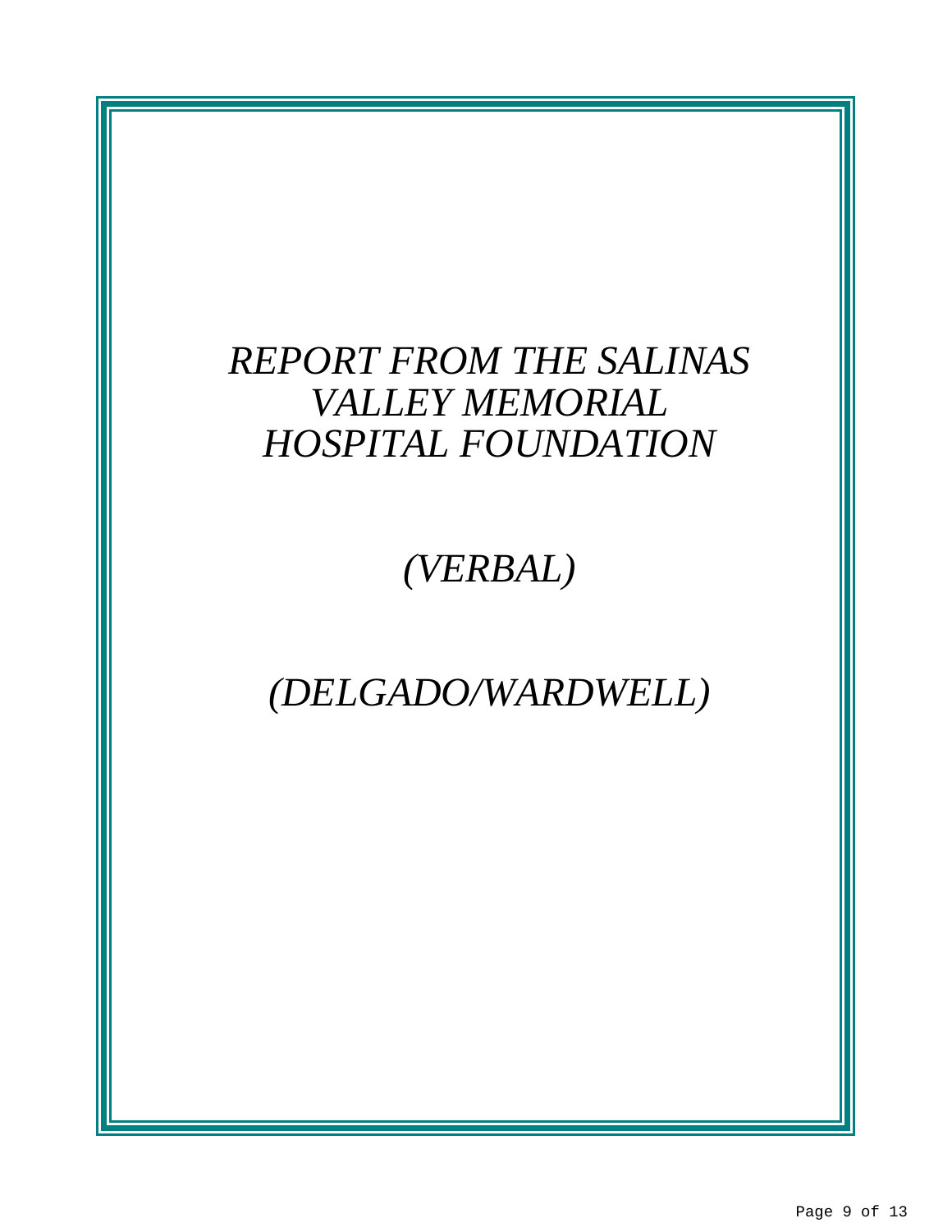# *REPORT FROM THE SALINAS VALLEY MEMORIAL HOSPITAL FOUNDATION*

## *(VERBAL)*

## *(DELGADO/WARDWELL)*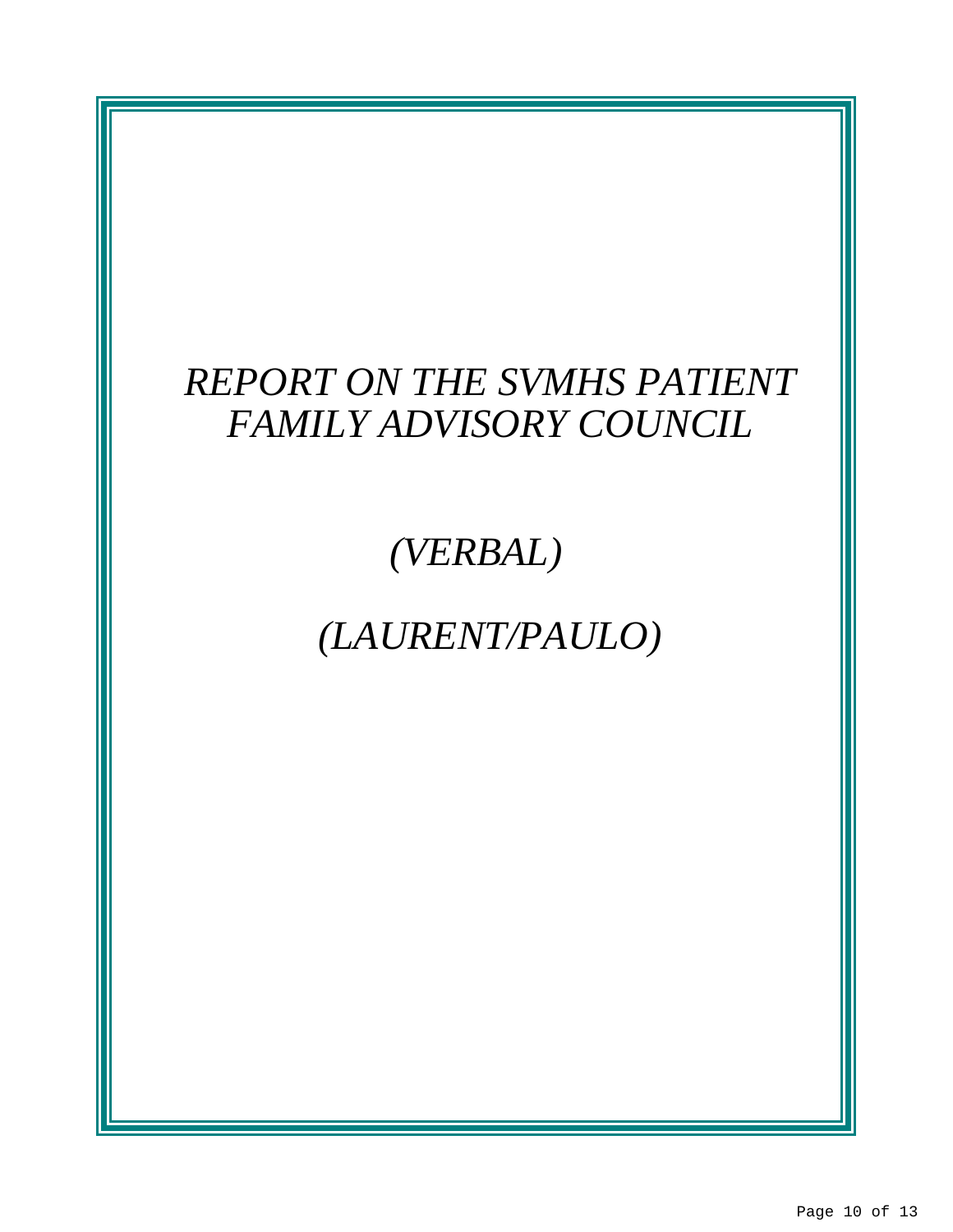# *REPORT ON THE SVMHS PATIENT FAMILY ADVISORY COUNCIL*

## *(VERBAL)*

## *(LAURENT/PAULO)*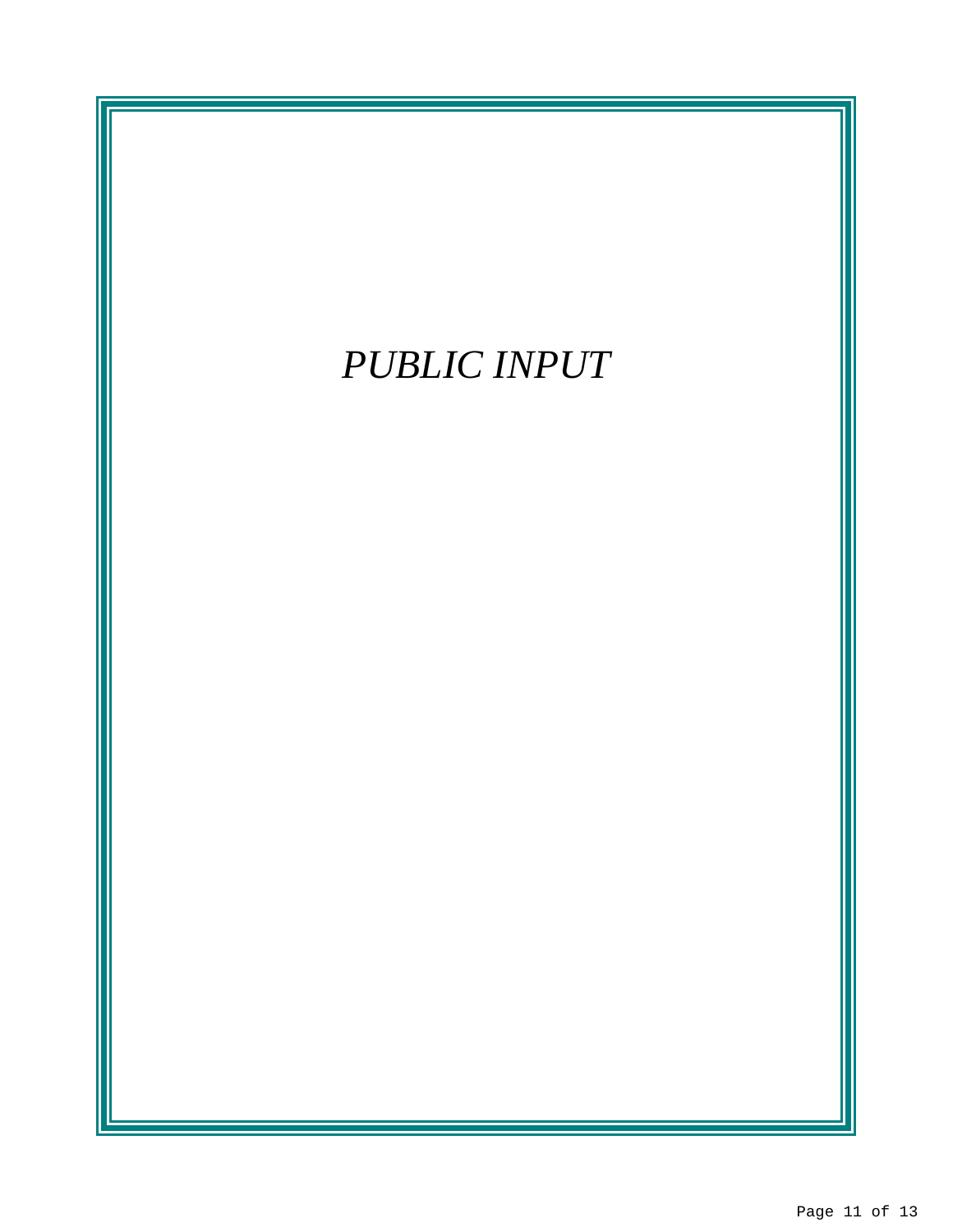# *PUBLIC INPUT*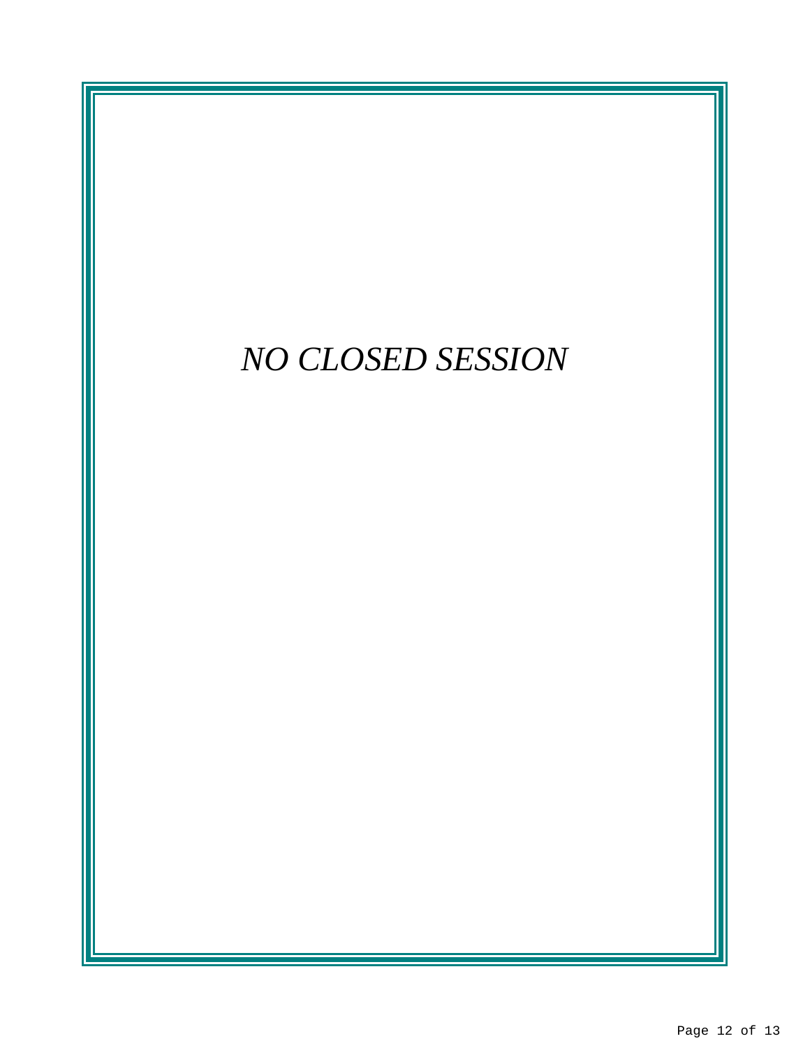*NO CLOSED SESSION*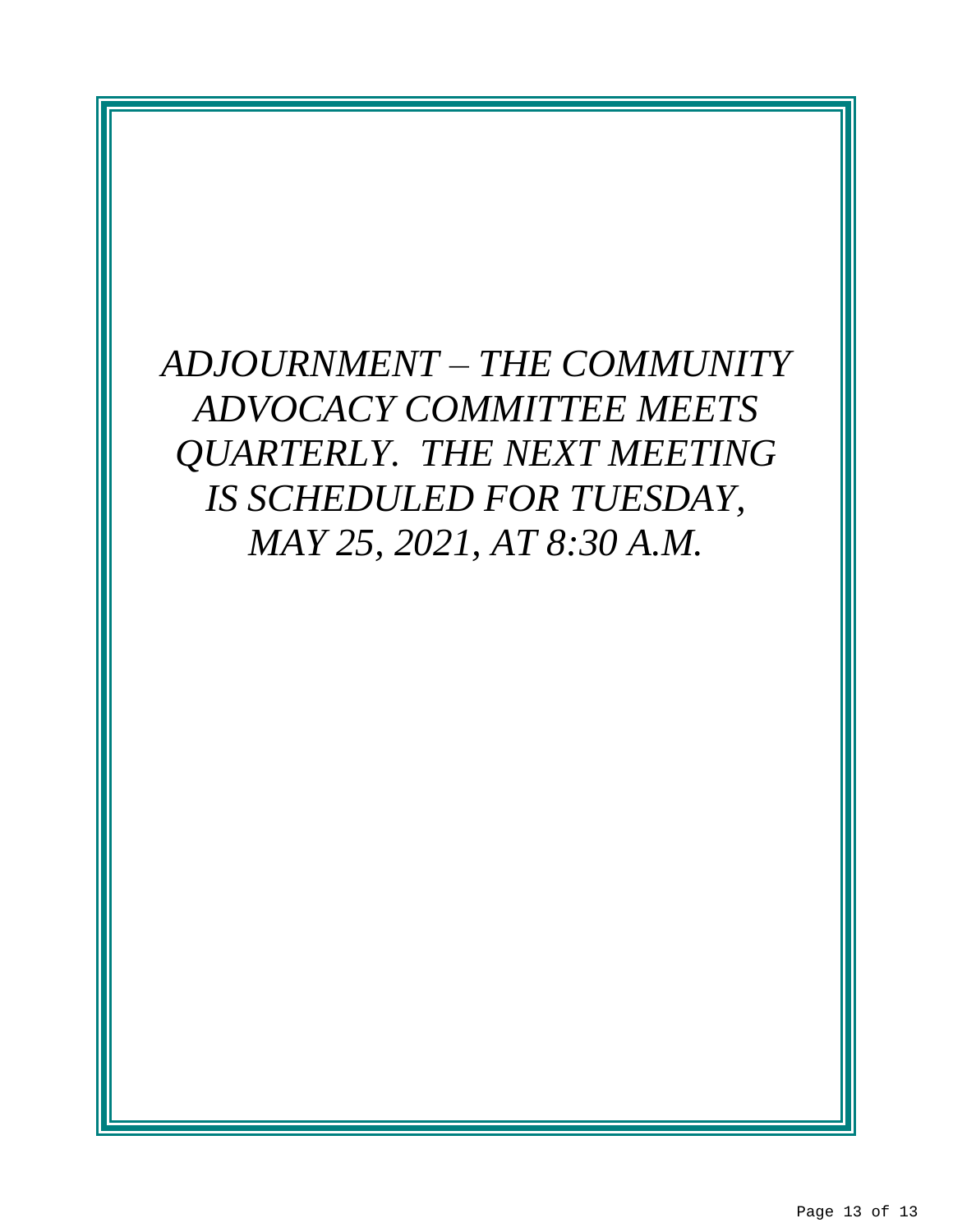*ADJOURNMENT – THE COMMUNITY ADVOCACY COMMITTEE MEETS QUARTERLY. THE NEXT MEETING IS SCHEDULED FOR TUESDAY, MAY 25, 2021, AT 8:30 A.M.*